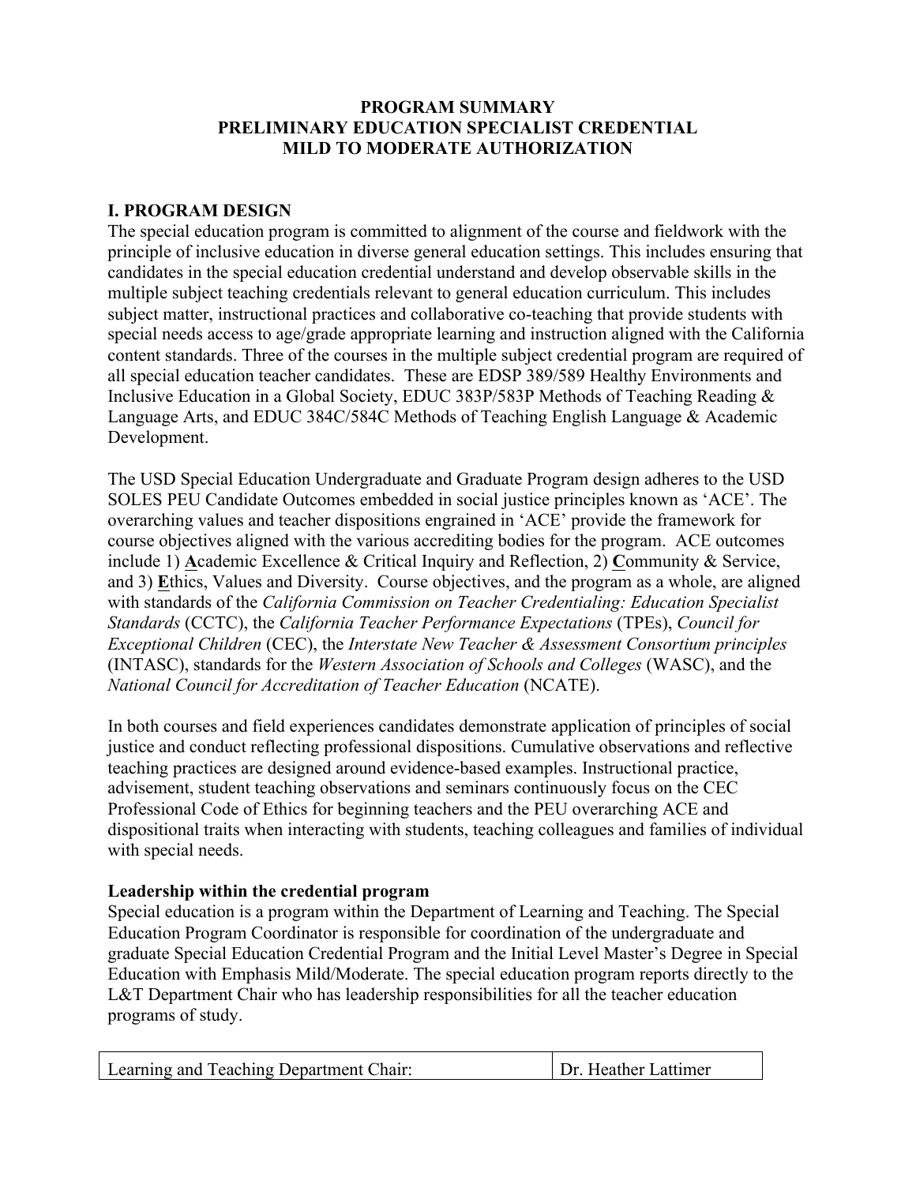# PROGRAM SUMMARY
# PRELIMINARY EDUCATION SPECIALIST CREDENTIAL
# MILD TO MODERATE AUTHORIZATION

## I. PROGRAM DESIGN

The special education program is committed to alignment of the course and fieldwork with the principle of inclusive education in diverse general education settings. This includes ensuring that candidates in the special education credential understand and develop observable skills in the multiple subject teaching credentials relevant to general education curriculum. This includes subject matter, instructional practices and collaborative co-teaching that provide students with special needs access to age/grade appropriate learning and instruction aligned with the California content standards. Three of the courses in the multiple subject credential program are required of all special education teacher candidates. These are EDSP 389/589 Healthy Environments and Inclusive Education in a Global Society, EDUC 383P/583P Methods of Teaching Reading & Language Arts, and EDUC 384C/584C Methods of Teaching English Language & Academic Development.

The USD Special Education Undergraduate and Graduate Program design adheres to the USD SOLES PEU Candidate Outcomes embedded in social justice principles known as 'ACE'. The overarching values and teacher dispositions engrained in 'ACE' provide the framework for course objectives aligned with the various accrediting bodies for the program. ACE outcomes include 1) **A**cademic Excellence & Critical Inquiry and Reflection, 2) **C**ommunity & Service, and 3) **E**thics, Values and Diversity. Course objectives, and the program as a whole, are aligned with standards of the *California Commission on Teacher Credentialing: Education Specialist Standards* (CCTC), the *California Teacher Performance Expectations* (TPEs), *Council for Exceptional Children* (CEC), the *Interstate New Teacher & Assessment Consortium principles* (INTASC), standards for the *Western Association of Schools and Colleges* (WASC), and the *National Council for Accreditation of Teacher Education* (NCATE).

In both courses and field experiences candidates demonstrate application of principles of social justice and conduct reflecting professional dispositions. Cumulative observations and reflective teaching practices are designed around evidence-based examples. Instructional practice, advisement, student teaching observations and seminars continuously focus on the CEC Professional Code of Ethics for beginning teachers and the PEU overarching ACE and dispositional traits when interacting with students, teaching colleagues and families of individual with special needs.

### Leadership within the credential program

Special education is a program within the Department of Learning and Teaching. The Special Education Program Coordinator is responsible for coordination of the undergraduate and graduate Special Education Credential Program and the Initial Level Master's Degree in Special Education with Emphasis Mild/Moderate. The special education program reports directly to the L&T Department Chair who has leadership responsibilities for all the teacher education programs of study.

| Learning and Teaching Department Chair: | Dr. Heather Lattimer |
| --- | --- |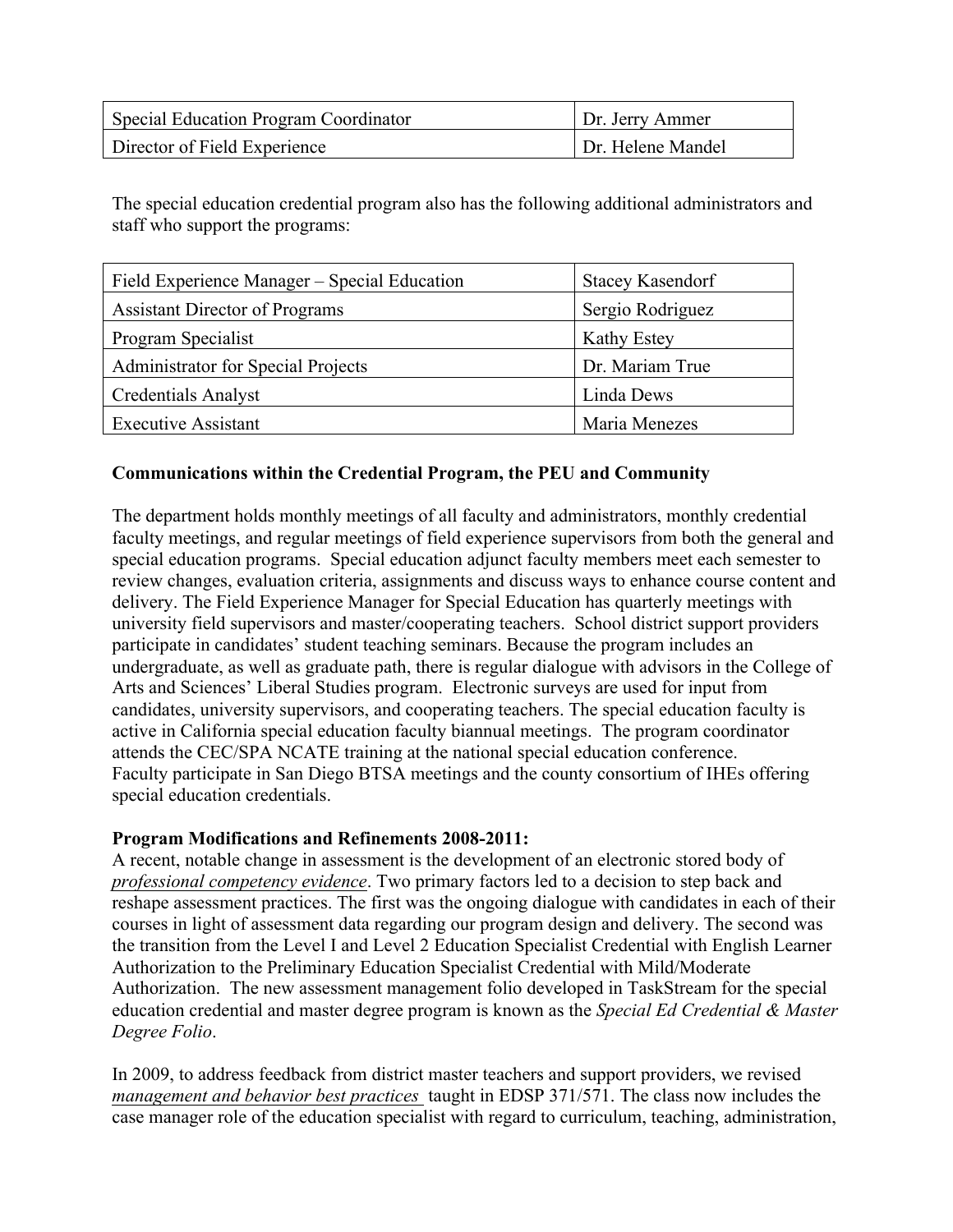| Special Education Program Coordinator | Dr. Jerry Ammer |
|---|---|
| Director of Field Experience | Dr. Helene Mandel |

The special education credential program also has the following additional administrators and staff who support the programs:

| Field Experience Manager – Special Education | Stacey Kasendorf |
|---|---|
| Assistant Director of Programs | Sergio Rodriguez |
| Program Specialist | Kathy Estey |
| Administrator for Special Projects | Dr. Mariam True |
| Credentials Analyst | Linda Dews |
| Executive Assistant | Maria Menezes |

**Communications within the Credential Program, the PEU and Community**

The department holds monthly meetings of all faculty and administrators, monthly credential faculty meetings, and regular meetings of field experience supervisors from both the general and special education programs. Special education adjunct faculty members meet each semester to review changes, evaluation criteria, assignments and discuss ways to enhance course content and delivery. The Field Experience Manager for Special Education has quarterly meetings with university field supervisors and master/cooperating teachers. School district support providers participate in candidates' student teaching seminars. Because the program includes an undergraduate, as well as graduate path, there is regular dialogue with advisors in the College of Arts and Sciences' Liberal Studies program. Electronic surveys are used for input from candidates, university supervisors, and cooperating teachers. The special education faculty is active in California special education faculty biannual meetings. The program coordinator attends the CEC/SPA NCATE training at the national special education conference. Faculty participate in San Diego BTSA meetings and the county consortium of IHEs offering special education credentials.

**Program Modifications and Refinements 2008-2011:**

A recent, notable change in assessment is the development of an electronic stored body of *professional competency evidence*. Two primary factors led to a decision to step back and reshape assessment practices. The first was the ongoing dialogue with candidates in each of their courses in light of assessment data regarding our program design and delivery. The second was the transition from the Level I and Level 2 Education Specialist Credential with English Learner Authorization to the Preliminary Education Specialist Credential with Mild/Moderate Authorization. The new assessment management folio developed in TaskStream for the special education credential and master degree program is known as the *Special Ed Credential & Master Degree Folio*.

In 2009, to address feedback from district master teachers and support providers, we revised *management and behavior best practices* taught in EDSP 371/571. The class now includes the case manager role of the education specialist with regard to curriculum, teaching, administration,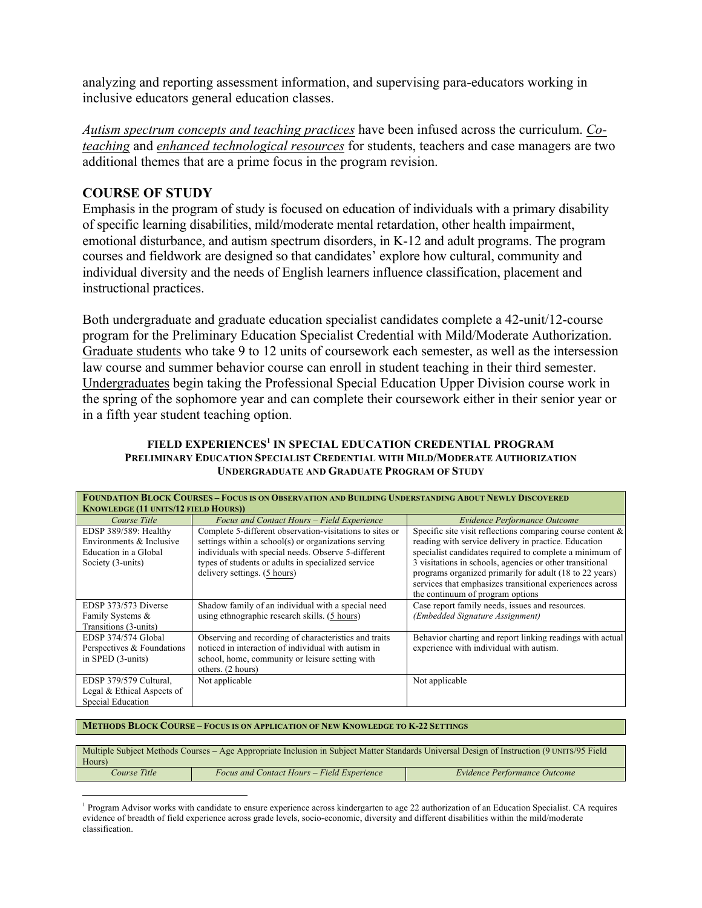analyzing and reporting assessment information, and supervising para-educators working in inclusive educators general education classes.

*Autism spectrum concepts and teaching practices* have been infused across the curriculum. *Co-teaching* and *enhanced technological resources* for students, teachers and case managers are two additional themes that are a prime focus in the program revision.

## COURSE OF STUDY

Emphasis in the program of study is focused on education of individuals with a primary disability of specific learning disabilities, mild/moderate mental retardation, other health impairment, emotional disturbance, and autism spectrum disorders, in K-12 and adult programs. The program courses and fieldwork are designed so that candidates' explore how cultural, community and individual diversity and the needs of English learners influence classification, placement and instructional practices.

Both undergraduate and graduate education specialist candidates complete a 42-unit/12-course program for the Preliminary Education Specialist Credential with Mild/Moderate Authorization. Graduate students who take 9 to 12 units of coursework each semester, as well as the intersession law course and summer behavior course can enroll in student teaching in their third semester. Undergraduates begin taking the Professional Special Education Upper Division course work in the spring of the sophomore year and can complete their coursework either in their senior year or in a fifth year student teaching option.

**FIELD EXPERIENCES[1] IN SPECIAL EDUCATION CREDENTIAL PROGRAM**
**PRELIMINARY EDUCATION SPECIALIST CREDENTIAL WITH MILD/MODERATE AUTHORIZATION**
**UNDERGRADUATE AND GRADUATE PROGRAM OF STUDY**

| **FOUNDATION BLOCK COURSES – FOCUS IS ON OBSERVATION AND BUILDING UNDERSTANDING ABOUT NEWLY DISCOVERED KNOWLEDGE (11 UNITS/12 FIELD HOURS))** | | |
|---|---|---|
| *Course Title* | *Focus and Contact Hours – Field Experience* | *Evidence Performance Outcome* |
| EDSP 389/589: Healthy Environments & Inclusive Education in a Global Society (3-units) | Complete 5-different observation-visitations to sites or settings within a school(s) or organizations serving individuals with special needs. Observe 5-different types of students or adults in specialized service delivery settings. (5 hours) | Specific site visit reflections comparing course content & reading with service delivery in practice. Education specialist candidates required to complete a minimum of 3 visitations in schools, agencies or other transitional programs organized primarily for adult (18 to 22 years) services that emphasizes transitional experiences across the continuum of program options |
| EDSP 373/573 Diverse Family Systems & Transitions (3-units) | Shadow family of an individual with a special need using ethnographic research skills. (5 hours) | Case report family needs, issues and resources. *(Embedded Signature Assignment)* |
| EDSP 374/574 Global Perspectives & Foundations in SPED (3-units) | Observing and recording of characteristics and traits noticed in interaction of individual with autism in school, home, community or leisure setting with others. (2 hours) | Behavior charting and report linking readings with actual experience with individual with autism. |
| EDSP 379/579 Cultural, Legal & Ethical Aspects of Special Education | Not applicable | Not applicable |

**METHODS BLOCK COURSE – FOCUS IS ON APPLICATION OF NEW KNOWLEDGE TO K-22 SETTINGS**

| Multiple Subject Methods Courses – Age Appropriate Inclusion in Subject Matter Standards Universal Design of Instruction (9 UNITS/95 Field Hours) | | |
|---|---|---|
| *Course Title* | *Focus and Contact Hours – Field Experience* | *Evidence Performance Outcome* |

[1] Program Advisor works with candidate to ensure experience across kindergarten to age 22 authorization of an Education Specialist. CA requires evidence of breadth of field experience across grade levels, socio-economic, diversity and different disabilities within the mild/moderate classification.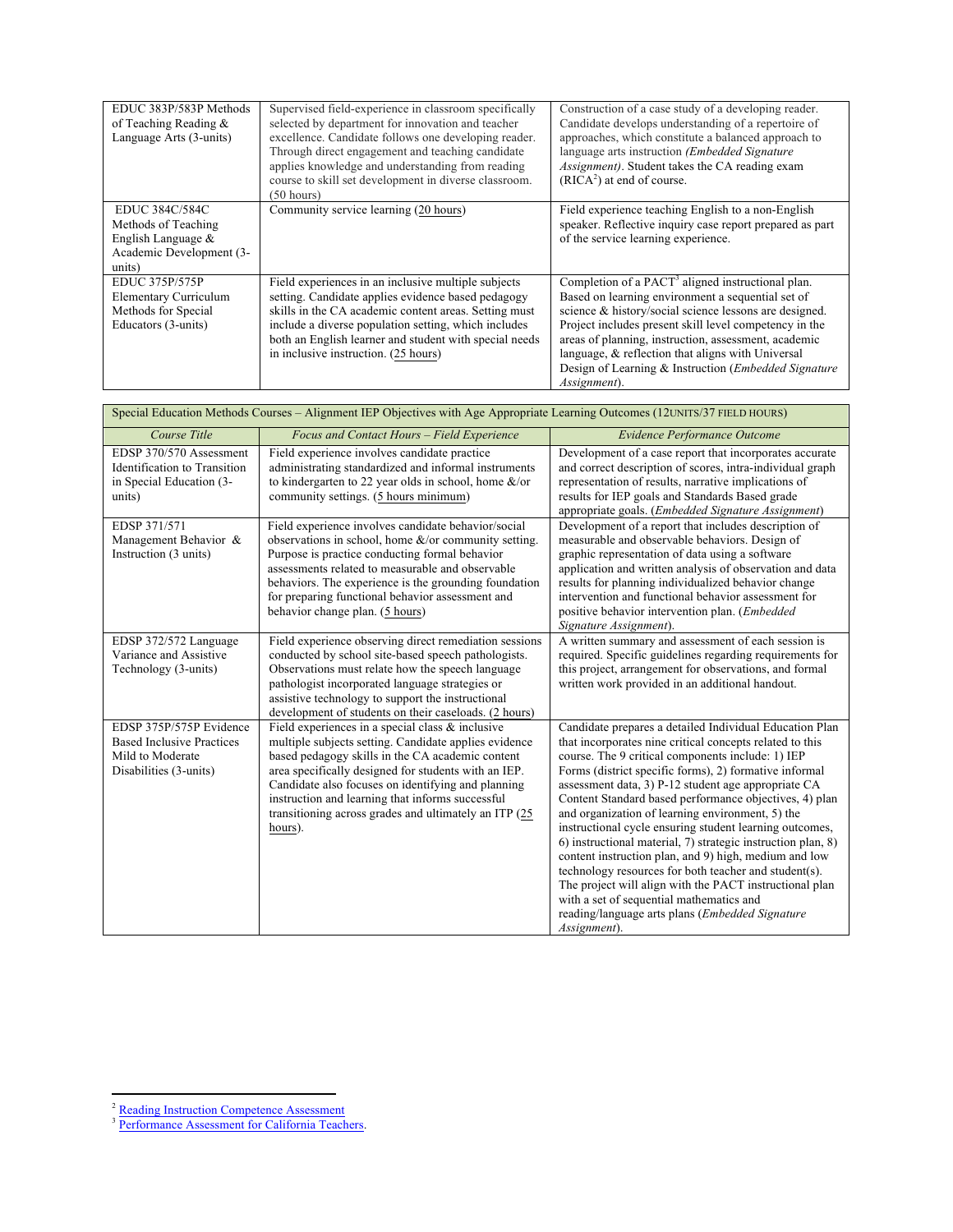| | | |
|---|---|---|
| EDUC 383P/583P Methods of Teaching Reading & Language Arts (3-units) | Supervised field-experience in classroom specifically selected by department for innovation and teacher excellence. Candidate follows one developing reader. Through direct engagement and teaching candidate applies knowledge and understanding from reading course to skill set development in diverse classroom. (50 hours) | Construction of a case study of a developing reader. Candidate develops understanding of a repertoire of approaches, which constitute a balanced approach to language arts instruction *(Embedded Signature Assignment)*. Student takes the CA reading exam (RICA[2]) at end of course. |
| EDUC 384C/584C Methods of Teaching English Language & Academic Development (3-units) | Community service learning (20 hours) | Field experience teaching English to a non-English speaker. Reflective inquiry case report prepared as part of the service learning experience. |
| EDUC 375P/575P Elementary Curriculum Methods for Special Educators (3-units) | Field experiences in an inclusive multiple subjects setting. Candidate applies evidence based pedagogy skills in the CA academic content areas. Setting must include a diverse population setting, which includes both an English learner and student with special needs in inclusive instruction. (25 hours) | Completion of a PACT[3] aligned instructional plan. Based on learning environment a sequential set of science & history/social science lessons are designed. Project includes present skill level competency in the areas of planning, instruction, assessment, academic language, & reflection that aligns with Universal Design of Learning & Instruction (*Embedded Signature Assignment*). |

| Special Education Methods Courses – Alignment IEP Objectives with Age Appropriate Learning Outcomes (12 UNITS/37 FIELD HOURS) | | |
|---|---|---|
| *Course Title* | *Focus and Contact Hours – Field Experience* | *Evidence Performance Outcome* |
| EDSP 370/570 Assessment Identification to Transition in Special Education (3-units) | Field experience involves candidate practice administrating standardized and informal instruments to kindergarten to 22 year olds in school, home &/or community settings. (5 hours minimum) | Development of a case report that incorporates accurate and correct description of scores, intra-individual graph representation of results, narrative implications of results for IEP goals and Standards Based grade appropriate goals. (*Embedded Signature Assignment*) |
| EDSP 371/571 Management Behavior & Instruction (3 units) | Field experience involves candidate behavior/social observations in school, home &/or community setting. Purpose is practice conducting formal behavior assessments related to measurable and observable behaviors. The experience is the grounding foundation for preparing functional behavior assessment and behavior change plan. (5 hours) | Development of a report that includes description of measurable and observable behaviors. Design of graphic representation of data using a software application and written analysis of observation and data results for planning individualized behavior change intervention and functional behavior assessment for positive behavior intervention plan. (*Embedded Signature Assignment*). |
| EDSP 372/572 Language Variance and Assistive Technology (3-units) | Field experience observing direct remediation sessions conducted by school site-based speech pathologists. Observations must relate how the speech language pathologist incorporated language strategies or assistive technology to support the instructional development of students on their caseloads. (2 hours) | A written summary and assessment of each session is required. Specific guidelines regarding requirements for this project, arrangement for observations, and format written work provided in an additional handout. |
| EDSP 375P/575P Evidence Based Inclusive Practices Mild to Moderate Disabilities (3-units) | Field experiences in a special class & inclusive multiple subjects setting. Candidate applies evidence based pedagogy skills in the CA academic content area specifically designed for students with an IEP. Candidate also focuses on identifying and planning instruction and learning that informs successful transitioning across grades and ultimately an ITP (25 hours). | Candidate prepares a detailed Individual Education Plan that incorporates nine critical concepts related to this course. The 9 critical components include: 1) IEP Forms (district specific forms), 2) formative informal assessment data, 3) P-12 student age appropriate CA Content Standard based performance objectives, 4) plan and organization of learning environment, 5) the instructional cycle ensuring student learning outcomes, 6) instructional material, 7) strategic instruction plan, 8) content instruction plan, and 9) high, medium and low technology resources for both teacher and student(s). The project will align with the PACT instructional plan with a set of sequential mathematics and reading/language arts plans (*Embedded Signature Assignment*). |

---

[2] Reading Instruction Competence Assessment

[3] Performance Assessment for California Teachers.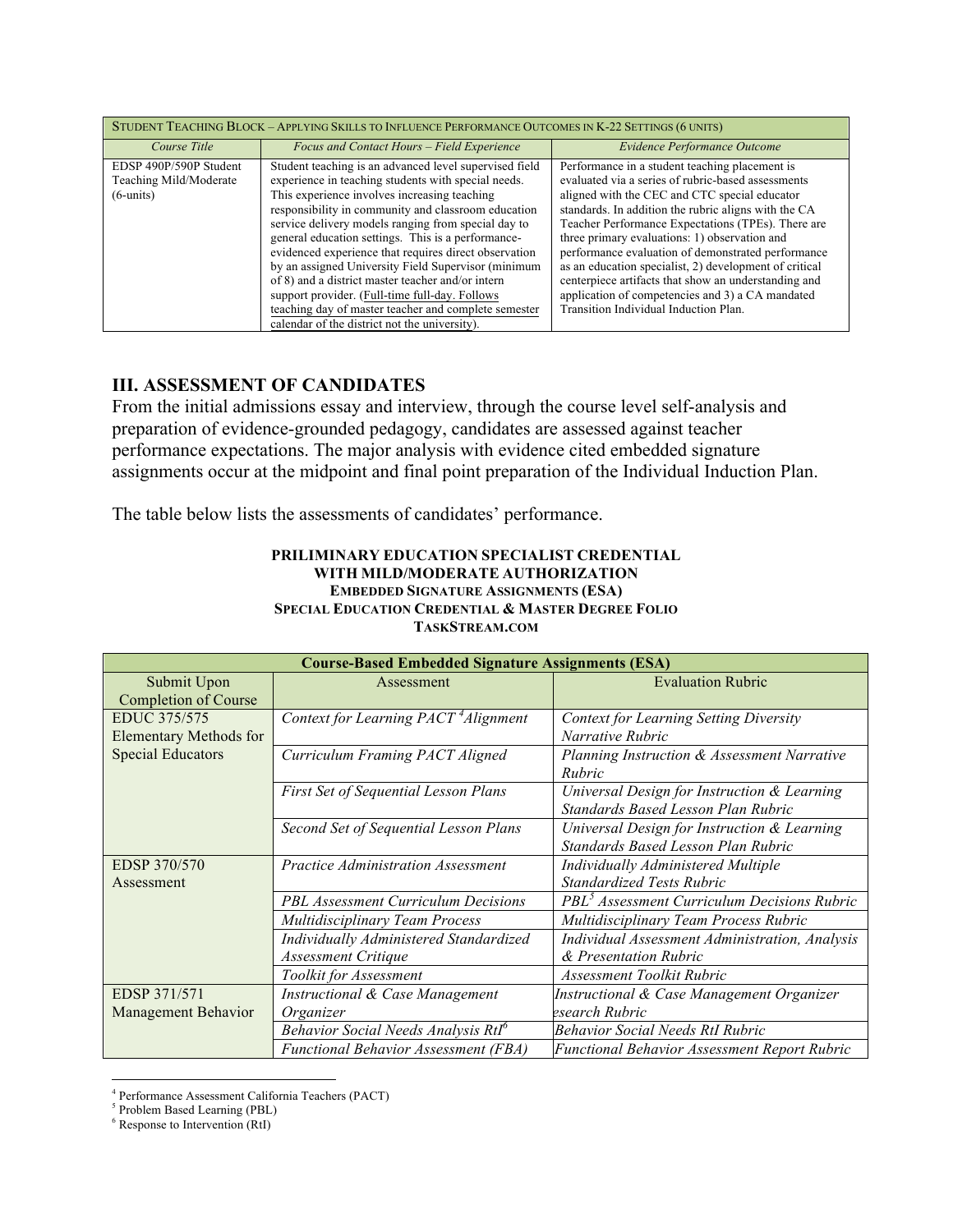| STUDENT TEACHING BLOCK – APPLYING SKILLS TO INFLUENCE PERFORMANCE OUTCOMES IN K-22 SETTINGS (6 UNITS) | | |
|---|---|---|
| *Course Title* | *Focus and Contact Hours – Field Experience* | *Evidence Performance Outcome* |
| EDSP 490P/590P Student Teaching Mild/Moderate (6-units) | Student teaching is an advanced level supervised field experience in teaching students with special needs. This experience involves increasing teaching responsibility in community and classroom education service delivery models ranging from special day to general education settings. This is a performance-evidenced experience that requires direct observation by an assigned University Field Supervisor (minimum of 8) and a district master teacher and/or intern support provider. (Full-time full-day. Follows teaching day of master teacher and complete semester calendar of the district not the university). | Performance in a student teaching placement is evaluated via a series of rubric-based assessments aligned with the CEC and CTC special educator standards. In addition the rubric aligns with the CA Teacher Performance Expectations (TPEs). There are three primary evaluations: 1) observation and performance evaluation of demonstrated performance as an education specialist, 2) development of critical centerpiece artifacts that show an understanding and application of competencies and 3) a CA mandated Transition Individual Induction Plan. |

## III. ASSESSMENT OF CANDIDATES

From the initial admissions essay and interview, through the course level self-analysis and preparation of evidence-grounded pedagogy, candidates are assessed against teacher performance expectations. The major analysis with evidence cited embedded signature assignments occur at the midpoint and final point preparation of the Individual Induction Plan.

The table below lists the assessments of candidates' performance.

**PRILIMINARY EDUCATION SPECIALIST CREDENTIAL**
**WITH MILD/MODERATE AUTHORIZATION**
**EMBEDDED SIGNATURE ASSIGNMENTS (ESA)**
**SPECIAL EDUCATION CREDENTIAL & MASTER DEGREE FOLIO**
**TASKSTREAM.COM**

| **Course-Based Embedded Signature Assignments (ESA)** | | |
|---|---|---|
| Submit Upon Completion of Course | Assessment | Evaluation Rubric |
| EDUC 375/575 Elementary Methods for Special Educators | *Context for Learning PACT [4] Alignment* | *Context for Learning Setting Diversity Narrative Rubric* |
| | *Curriculum Framing PACT Aligned* | *Planning Instruction & Assessment Narrative Rubric* |
| | *First Set of Sequential Lesson Plans* | *Universal Design for Instruction & Learning Standards Based Lesson Plan Rubric* |
| | *Second Set of Sequential Lesson Plans* | *Universal Design for Instruction & Learning Standards Based Lesson Plan Rubric* |
| EDSP 370/570 Assessment | *Practice Administration Assessment* | *Individually Administered Multiple Standardized Tests Rubric* |
| | *PBL Assessment Curriculum Decisions* | *PBL [5] Assessment Curriculum Decisions Rubric* |
| | *Multidisciplinary Team Process* | *Multidisciplinary Team Process Rubric* |
| | *Individually Administered Standardized Assessment Critique* | *Individual Assessment Administration, Analysis & Presentation Rubric* |
| | *Toolkit for Assessment* | *Assessment Toolkit Rubric* |
| EDSP 371/571 Management Behavior | *Instructional & Case Management Organizer* | *Instructional & Case Management Organizer esearch Rubric* |
| | *Behavior Social Needs Analysis RtI [6]* | *Behavior Social Needs RtI Rubric* |
| | *Functional Behavior Assessment (FBA)* | *Functional Behavior Assessment Report Rubric* |

[4] Performance Assessment California Teachers (PACT)
[5] Problem Based Learning (PBL)
[6] Response to Intervention (RtI)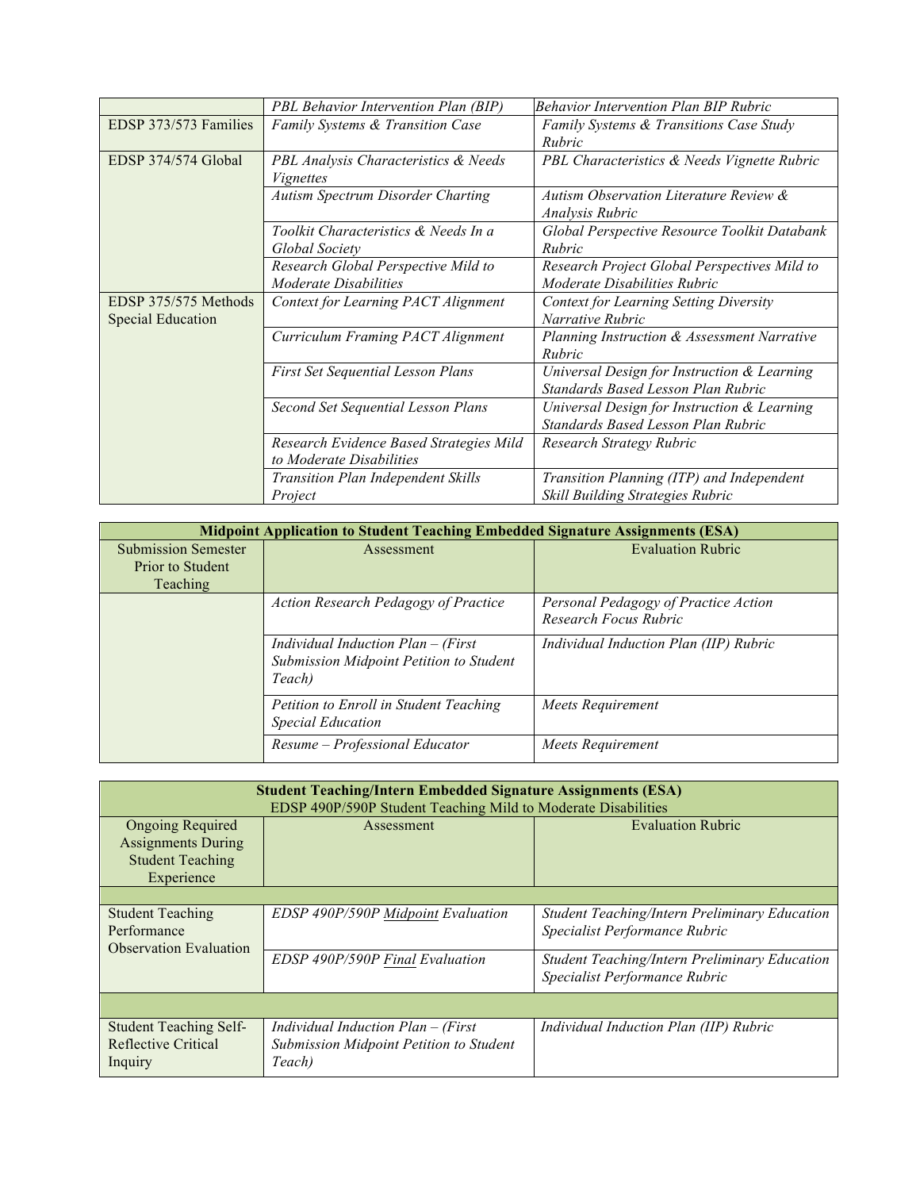| | | |
|---|---|---|
| | *PBL Behavior Intervention Plan (BIP)* | *Behavior Intervention Plan BIP Rubric* |
| EDSP 373/573 Families | *Family Systems & Transition Case* | *Family Systems & Transitions Case Study Rubric* |
| EDSP 374/574 Global | *PBL Analysis Characteristics & Needs Vignettes* | *PBL Characteristics & Needs Vignette Rubric* |
| | *Autism Spectrum Disorder Charting* | *Autism Observation Literature Review & Analysis Rubric* |
| | *Toolkit Characteristics & Needs In a Global Society* | *Global Perspective Resource Toolkit Databank Rubric* |
| | *Research Global Perspective Mild to Moderate Disabilities* | *Research Project Global Perspectives Mild to Moderate Disabilities Rubric* |
| EDSP 375/575 Methods Special Education | *Context for Learning PACT Alignment* | *Context for Learning Setting Diversity Narrative Rubric* |
| | *Curriculum Framing PACT Alignment* | *Planning Instruction & Assessment Narrative Rubric* |
| | *First Set Sequential Lesson Plans* | *Universal Design for Instruction & Learning Standards Based Lesson Plan Rubric* |
| | *Second Set Sequential Lesson Plans* | *Universal Design for Instruction & Learning Standards Based Lesson Plan Rubric* |
| | *Research Evidence Based Strategies Mild to Moderate Disabilities* | *Research Strategy Rubric* |
| | *Transition Plan Independent Skills Project* | *Transition Planning (ITP) and Independent Skill Building Strategies Rubric* |

| **Midpoint Application to Student Teaching Embedded Signature Assignments (ESA)** | | |
|---|---|---|
| Submission Semester Prior to Student Teaching | Assessment | Evaluation Rubric |
| | *Action Research Pedagogy of Practice* | *Personal Pedagogy of Practice Action Research Focus Rubric* |
| | *Individual Induction Plan – (First Submission Midpoint Petition to Student Teach)* | *Individual Induction Plan (IIP) Rubric* |
| | *Petition to Enroll in Student Teaching Special Education* | *Meets Requirement* |
| | *Resume – Professional Educator* | *Meets Requirement* |

| **Student Teaching/Intern Embedded Signature Assignments (ESA)** EDSP 490P/590P Student Teaching Mild to Moderate Disabilities | | |
|---|---|---|
| Ongoing Required Assignments During Student Teaching Experience | Assessment | Evaluation Rubric |
| | | |
| Student Teaching Performance Observation Evaluation | *EDSP 490P/590P Midpoint Evaluation* | *Student Teaching/Intern Preliminary Education Specialist Performance Rubric* |
| | *EDSP 490P/590P Final Evaluation* | *Student Teaching/Intern Preliminary Education Specialist Performance Rubric* |
| | | |
| Student Teaching Self-Reflective Critical Inquiry | *Individual Induction Plan – (First Submission Midpoint Petition to Student Teach)* | *Individual Induction Plan (IIP) Rubric* |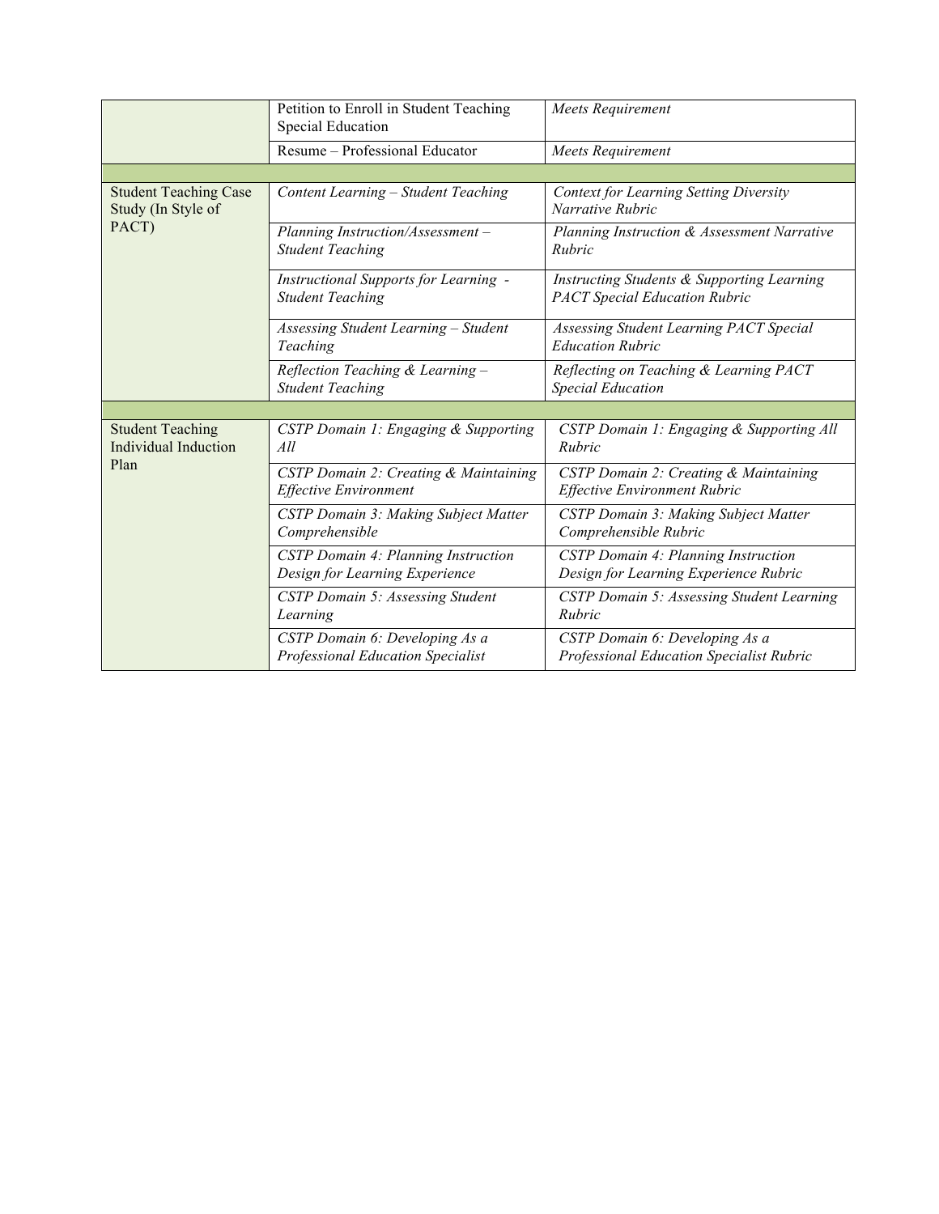| | | |
|---|---|---|
| | Petition to Enroll in Student Teaching Special Education | *Meets Requirement* |
| | Resume – Professional Educator | *Meets Requirement* |
| | | |
| Student Teaching Case Study (In Style of PACT) | *Content Learning – Student Teaching* | *Context for Learning Setting Diversity Narrative Rubric* |
| | *Planning Instruction/Assessment – Student Teaching* | *Planning Instruction & Assessment Narrative Rubric* |
| | *Instructional Supports for Learning - Student Teaching* | *Instructing Students & Supporting Learning PACT Special Education Rubric* |
| | *Assessing Student Learning – Student Teaching* | *Assessing Student Learning PACT Special Education Rubric* |
| | *Reflection Teaching & Learning – Student Teaching* | *Reflecting on Teaching & Learning PACT Special Education* |
| | | |
| Student Teaching Individual Induction Plan | *CSTP Domain 1: Engaging & Supporting All* | *CSTP Domain 1: Engaging & Supporting All Rubric* |
| | *CSTP Domain 2: Creating & Maintaining Effective Environment* | *CSTP Domain 2: Creating & Maintaining Effective Environment Rubric* |
| | *CSTP Domain 3: Making Subject Matter Comprehensible* | *CSTP Domain 3: Making Subject Matter Comprehensible Rubric* |
| | *CSTP Domain 4: Planning Instruction Design for Learning Experience* | *CSTP Domain 4: Planning Instruction Design for Learning Experience Rubric* |
| | *CSTP Domain 5: Assessing Student Learning* | *CSTP Domain 5: Assessing Student Learning Rubric* |
| | *CSTP Domain 6: Developing As a Professional Education Specialist* | *CSTP Domain 6: Developing As a Professional Education Specialist Rubric* |